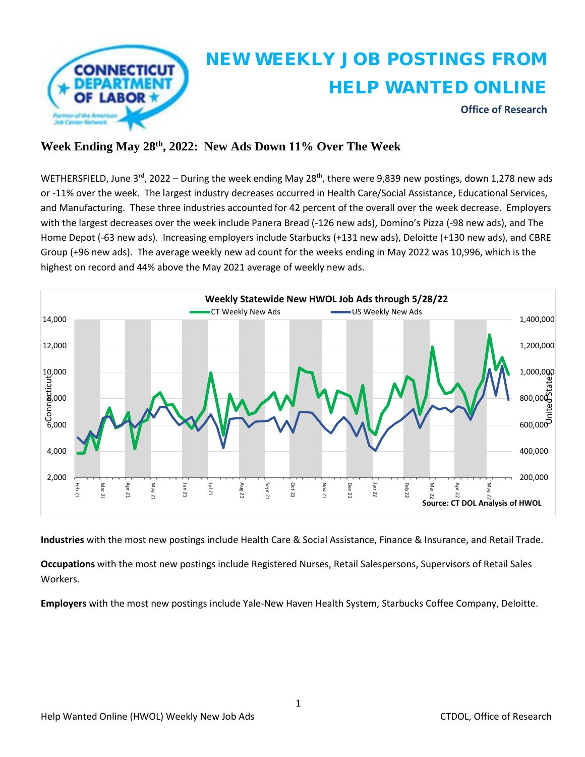# NEW WEEKLY JOB POSTINGS FROM HELP WANTED ONLINE

**Office of Research**

## Week Ending May 28th, 2022: New Ads Down 11% Over The Week

WETHERSFIELD, June 3rd, 2022 – During the week ending May 28th, there were 9,839 new postings, down 1,278 new ads or -11% over the week. The largest industry decreases occurred in Health Care/Social Assistance, Educational Services, and Manufacturing. These three industries accounted for 42 percent of the overall over the week decrease. Employers with the largest decreases over the week include Panera Bread (-126 new ads), Domino's Pizza (-98 new ads), and The Home Depot (-63 new ads). Increasing employers include Starbucks (+131 new ads), Deloitte (+130 new ads), and CBRE Group (+96 new ads). The average weekly new ad count for the weeks ending in May 2022 was 10,996, which is the highest on record and 44% above the May 2021 average of weekly new ads.

**Weekly Statewide New HWOL Job Ads through 5/28/22**

CT Weekly New Ads — US Weekly New Ads

Source: CT DOL Analysis of HWOL

**Industries** with the most new postings include Health Care & Social Assistance, Finance & Insurance, and Retail Trade.

**Occupations** with the most new postings include Registered Nurses, Retail Salespersons, Supervisors of Retail Sales Workers.

**Employers** with the most new postings include Yale-New Haven Health System, Starbucks Coffee Company, Deloitte.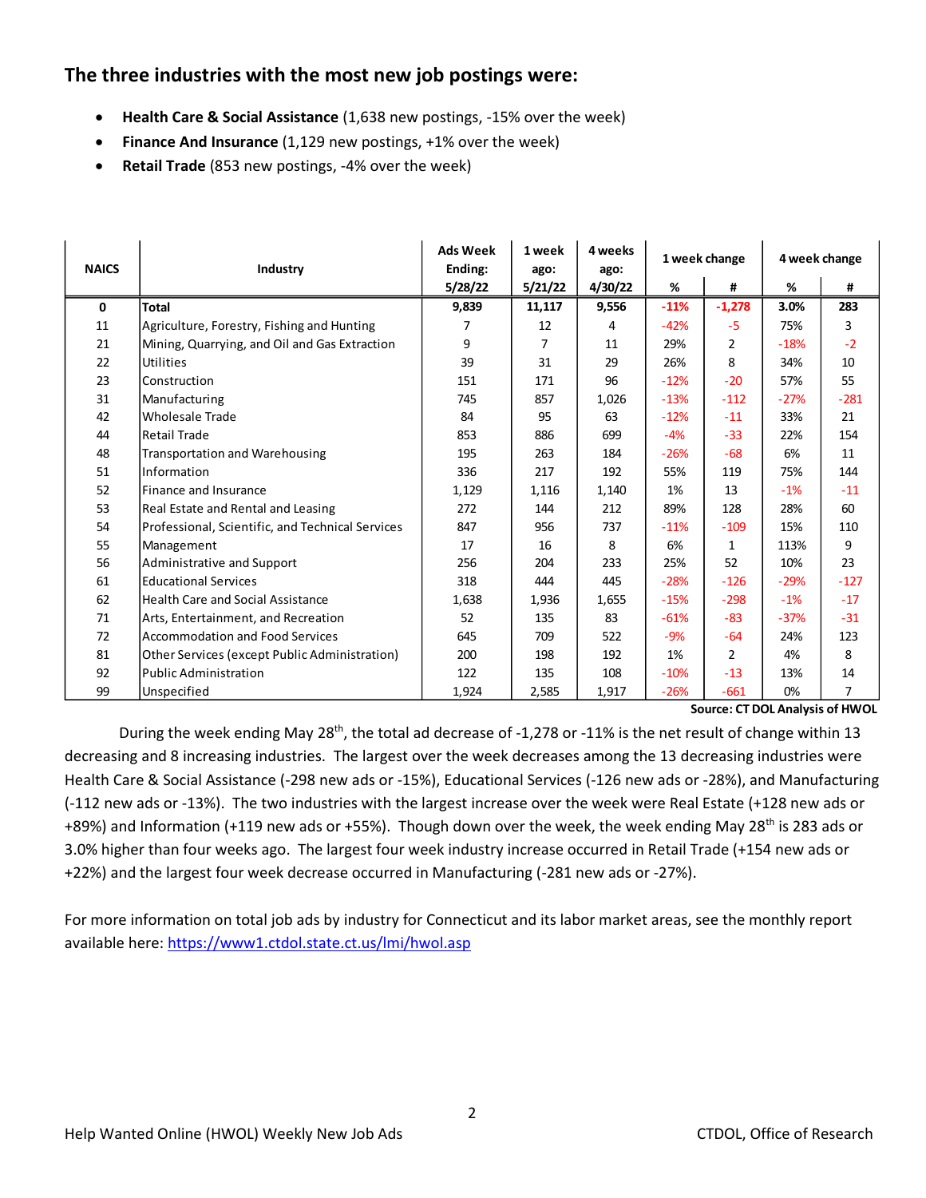## The three industries with the most new job postings were:

- **Health Care & Social Assistance** (1,638 new postings, -15% over the week)
- **Finance And Insurance** (1,129 new postings, +1% over the week)
- **Retail Trade** (853 new postings, -4% over the week)

| NAICS | Industry | Ads Week Ending: 5/28/22 | 1 week ago: 5/21/22 | 4 weeks ago: 4/30/22 | 1 week change | | 4 week change | |
|---|---|---|---|---|---|---|---|---|
| | | | | | % | # | % | # |
| **0** | **Total** | **9,839** | **11,117** | **9,556** | **-11%** | **-1,278** | **3.0%** | **283** |
| 11 | Agriculture, Forestry, Fishing and Hunting | 7 | 12 | 4 | -42% | -5 | 75% | 3 |
| 21 | Mining, Quarrying, and Oil and Gas Extraction | 9 | 7 | 11 | 29% | 2 | -18% | -2 |
| 22 | Utilities | 39 | 31 | 29 | 26% | 8 | 34% | 10 |
| 23 | Construction | 151 | 171 | 96 | -12% | -20 | 57% | 55 |
| 31 | Manufacturing | 745 | 857 | 1,026 | -13% | -112 | -27% | -281 |
| 42 | Wholesale Trade | 84 | 95 | 63 | -12% | -11 | 33% | 21 |
| 44 | Retail Trade | 853 | 886 | 699 | -4% | -33 | 22% | 154 |
| 48 | Transportation and Warehousing | 195 | 263 | 184 | -26% | -68 | 6% | 11 |
| 51 | Information | 336 | 217 | 192 | 55% | 119 | 75% | 144 |
| 52 | Finance and Insurance | 1,129 | 1,116 | 1,140 | 1% | 13 | -1% | -11 |
| 53 | Real Estate and Rental and Leasing | 272 | 144 | 212 | 89% | 128 | 28% | 60 |
| 54 | Professional, Scientific, and Technical Services | 847 | 956 | 737 | -11% | -109 | 15% | 110 |
| 55 | Management | 17 | 16 | 8 | 6% | 1 | 113% | 9 |
| 56 | Administrative and Support | 256 | 204 | 233 | 25% | 52 | 10% | 23 |
| 61 | Educational Services | 318 | 444 | 445 | -28% | -126 | -29% | -127 |
| 62 | Health Care and Social Assistance | 1,638 | 1,936 | 1,655 | -15% | -298 | -1% | -17 |
| 71 | Arts, Entertainment, and Recreation | 52 | 135 | 83 | -61% | -83 | -37% | -31 |
| 72 | Accommodation and Food Services | 645 | 709 | 522 | -9% | -64 | 24% | 123 |
| 81 | Other Services (except Public Administration) | 200 | 198 | 192 | 1% | 2 | 4% | 8 |
| 92 | Public Administration | 122 | 135 | 108 | -10% | -13 | 13% | 14 |
| 99 | Unspecified | 1,924 | 2,585 | 1,917 | -26% | -661 | 0% | 7 |

**Source: CT DOL Analysis of HWOL**

During the week ending May 28th, the total ad decrease of -1,278 or -11% is the net result of change within 13 decreasing and 8 increasing industries. The largest over the week decreases among the 13 decreasing industries were Health Care & Social Assistance (-298 new ads or -15%), Educational Services (-126 new ads or -28%), and Manufacturing (-112 new ads or -13%). The two industries with the largest increase over the week were Real Estate (+128 new ads or +89%) and Information (+119 new ads or +55%). Though down over the week, the week ending May 28th is 283 ads or 3.0% higher than four weeks ago. The largest four week industry increase occurred in Retail Trade (+154 new ads or +22%) and the largest four week decrease occurred in Manufacturing (-281 new ads or -27%).

For more information on total job ads by industry for Connecticut and its labor market areas, see the monthly report available here: https://www1.ctdol.state.ct.us/lmi/hwol.asp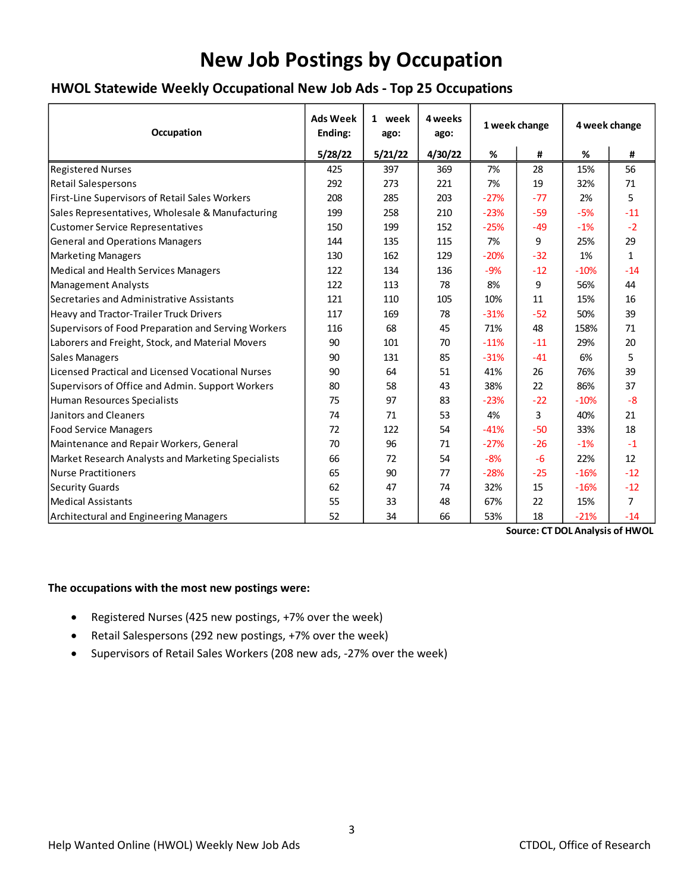# New Job Postings by Occupation

## HWOL Statewide Weekly Occupational New Job Ads - Top 25 Occupations

| Occupation | Ads Week Ending: | 1 week ago: | 4 weeks ago: | 1 week change | | 4 week change | |
|---|---|---|---|---|---|---|---|
| | 5/28/22 | 5/21/22 | 4/30/22 | % | # | % | # |
| Registered Nurses | 425 | 397 | 369 | 7% | 28 | 15% | 56 |
| Retail Salespersons | 292 | 273 | 221 | 7% | 19 | 32% | 71 |
| First-Line Supervisors of Retail Sales Workers | 208 | 285 | 203 | -27% | -77 | 2% | 5 |
| Sales Representatives, Wholesale & Manufacturing | 199 | 258 | 210 | -23% | -59 | -5% | -11 |
| Customer Service Representatives | 150 | 199 | 152 | -25% | -49 | -1% | -2 |
| General and Operations Managers | 144 | 135 | 115 | 7% | 9 | 25% | 29 |
| Marketing Managers | 130 | 162 | 129 | -20% | -32 | 1% | 1 |
| Medical and Health Services Managers | 122 | 134 | 136 | -9% | -12 | -10% | -14 |
| Management Analysts | 122 | 113 | 78 | 8% | 9 | 56% | 44 |
| Secretaries and Administrative Assistants | 121 | 110 | 105 | 10% | 11 | 15% | 16 |
| Heavy and Tractor-Trailer Truck Drivers | 117 | 169 | 78 | -31% | -52 | 50% | 39 |
| Supervisors of Food Preparation and Serving Workers | 116 | 68 | 45 | 71% | 48 | 158% | 71 |
| Laborers and Freight, Stock, and Material Movers | 90 | 101 | 70 | -11% | -11 | 29% | 20 |
| Sales Managers | 90 | 131 | 85 | -31% | -41 | 6% | 5 |
| Licensed Practical and Licensed Vocational Nurses | 90 | 64 | 51 | 41% | 26 | 76% | 39 |
| Supervisors of Office and Admin. Support Workers | 80 | 58 | 43 | 38% | 22 | 86% | 37 |
| Human Resources Specialists | 75 | 97 | 83 | -23% | -22 | -10% | -8 |
| Janitors and Cleaners | 74 | 71 | 53 | 4% | 3 | 40% | 21 |
| Food Service Managers | 72 | 122 | 54 | -41% | -50 | 33% | 18 |
| Maintenance and Repair Workers, General | 70 | 96 | 71 | -27% | -26 | -1% | -1 |
| Market Research Analysts and Marketing Specialists | 66 | 72 | 54 | -8% | -6 | 22% | 12 |
| Nurse Practitioners | 65 | 90 | 77 | -28% | -25 | -16% | -12 |
| Security Guards | 62 | 47 | 74 | 32% | 15 | -16% | -12 |
| Medical Assistants | 55 | 33 | 48 | 67% | 22 | 15% | 7 |
| Architectural and Engineering Managers | 52 | 34 | 66 | 53% | 18 | -21% | -14 |

**Source: CT DOL Analysis of HWOL**

**The occupations with the most new postings were:**

- Registered Nurses (425 new postings, +7% over the week)
- Retail Salespersons (292 new postings, +7% over the week)
- Supervisors of Retail Sales Workers (208 new ads, -27% over the week)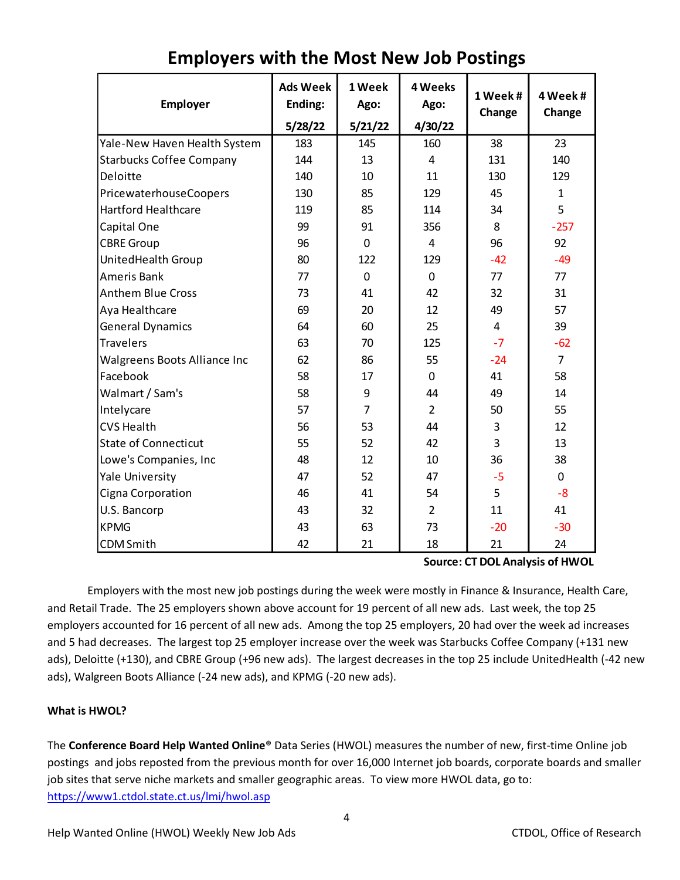## Employers with the Most New Job Postings

| Employer | Ads Week Ending: 5/28/22 | 1 Week Ago: 5/21/22 | 4 Weeks Ago: 4/30/22 | 1 Week # Change | 4 Week # Change |
|---|---|---|---|---|---|
| Yale-New Haven Health System | 183 | 145 | 160 | 38 | 23 |
| Starbucks Coffee Company | 144 | 13 | 4 | 131 | 140 |
| Deloitte | 140 | 10 | 11 | 130 | 129 |
| PricewaterhouseCoopers | 130 | 85 | 129 | 45 | 1 |
| Hartford Healthcare | 119 | 85 | 114 | 34 | 5 |
| Capital One | 99 | 91 | 356 | 8 | -257 |
| CBRE Group | 96 | 0 | 4 | 96 | 92 |
| UnitedHealth Group | 80 | 122 | 129 | -42 | -49 |
| Ameris Bank | 77 | 0 | 0 | 77 | 77 |
| Anthem Blue Cross | 73 | 41 | 42 | 32 | 31 |
| Aya Healthcare | 69 | 20 | 12 | 49 | 57 |
| General Dynamics | 64 | 60 | 25 | 4 | 39 |
| Travelers | 63 | 70 | 125 | -7 | -62 |
| Walgreens Boots Alliance Inc | 62 | 86 | 55 | -24 | 7 |
| Facebook | 58 | 17 | 0 | 41 | 58 |
| Walmart / Sam's | 58 | 9 | 44 | 49 | 14 |
| Intelycare | 57 | 7 | 2 | 50 | 55 |
| CVS Health | 56 | 53 | 44 | 3 | 12 |
| State of Connecticut | 55 | 52 | 42 | 3 | 13 |
| Lowe's Companies, Inc | 48 | 12 | 10 | 36 | 38 |
| Yale University | 47 | 52 | 47 | -5 | 0 |
| Cigna Corporation | 46 | 41 | 54 | 5 | -8 |
| U.S. Bancorp | 43 | 32 | 2 | 11 | 41 |
| KPMG | 43 | 63 | 73 | -20 | -30 |
| CDM Smith | 42 | 21 | 18 | 21 | 24 |

**Source: CT DOL Analysis of HWOL**

Employers with the most new job postings during the week were mostly in Finance & Insurance, Health Care, and Retail Trade. The 25 employers shown above account for 19 percent of all new ads. Last week, the top 25 employers accounted for 16 percent of all new ads. Among the top 25 employers, 20 had over the week ad increases and 5 had decreases. The largest top 25 employer increase over the week was Starbucks Coffee Company (+131 new ads), Deloitte (+130), and CBRE Group (+96 new ads). The largest decreases in the top 25 include UnitedHealth (-42 new ads), Walgreen Boots Alliance (-24 new ads), and KPMG (-20 new ads).

**What is HWOL?**

The **Conference Board Help Wanted Online**® Data Series (HWOL) measures the number of new, first-time Online job postings and jobs reposted from the previous month for over 16,000 Internet job boards, corporate boards and smaller job sites that serve niche markets and smaller geographic areas. To view more HWOL data, go to: https://www1.ctdol.state.ct.us/lmi/hwol.asp